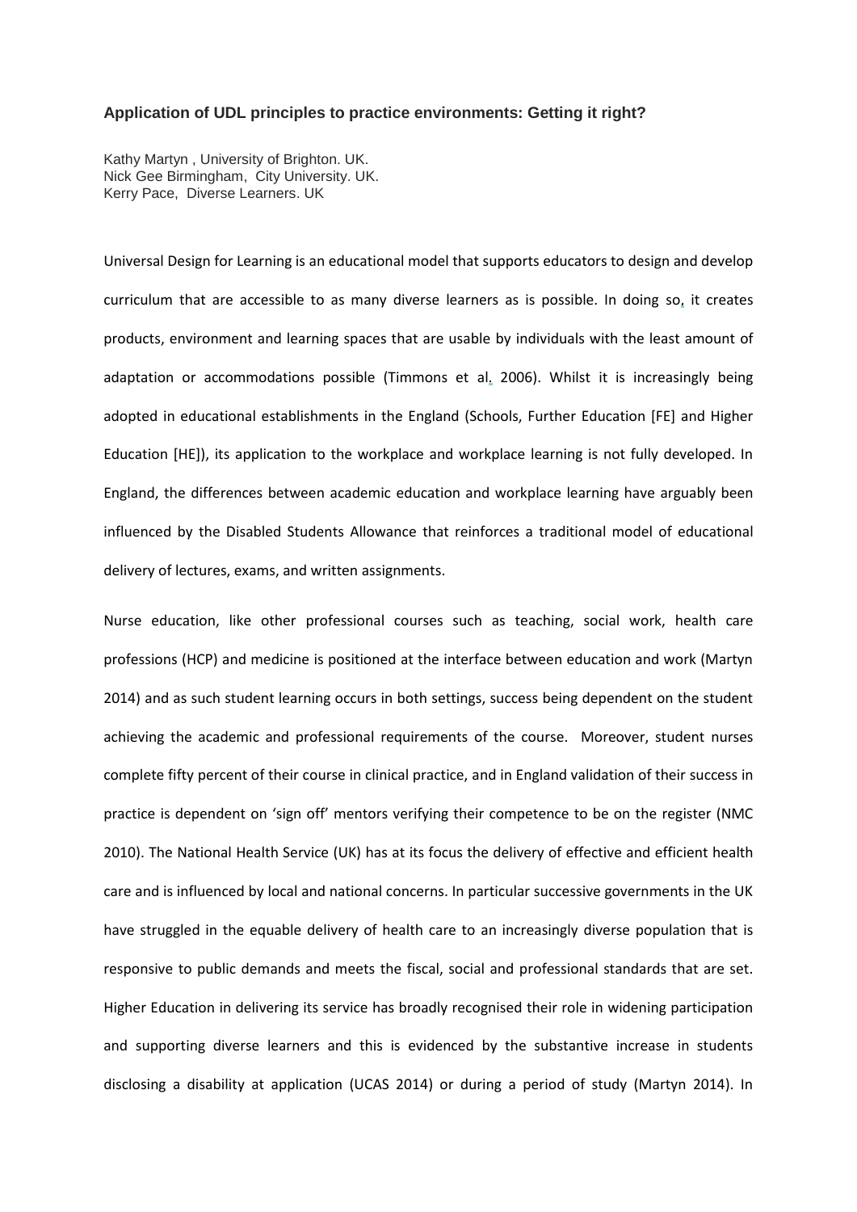# Application of UDL principles to practice environments: Getting it right?

Kathy Martyn , University of Brighton. UK.
Nick Gee Birmingham, City University. UK.
Kerry Pace, Diverse Learners. UK

Universal Design for Learning is an educational model that supports educators to design and develop curriculum that are accessible to as many diverse learners as is possible. In doing so, it creates products, environment and learning spaces that are usable by individuals with the least amount of adaptation or accommodations possible (Timmons et al. 2006). Whilst it is increasingly being adopted in educational establishments in the England (Schools, Further Education [FE] and Higher Education [HE]), its application to the workplace and workplace learning is not fully developed. In England, the differences between academic education and workplace learning have arguably been influenced by the Disabled Students Allowance that reinforces a traditional model of educational delivery of lectures, exams, and written assignments.

Nurse education, like other professional courses such as teaching, social work, health care professions (HCP) and medicine is positioned at the interface between education and work (Martyn 2014) and as such student learning occurs in both settings, success being dependent on the student achieving the academic and professional requirements of the course. Moreover, student nurses complete fifty percent of their course in clinical practice, and in England validation of their success in practice is dependent on 'sign off' mentors verifying their competence to be on the register (NMC 2010). The National Health Service (UK) has at its focus the delivery of effective and efficient health care and is influenced by local and national concerns. In particular successive governments in the UK have struggled in the equable delivery of health care to an increasingly diverse population that is responsive to public demands and meets the fiscal, social and professional standards that are set. Higher Education in delivering its service has broadly recognised their role in widening participation and supporting diverse learners and this is evidenced by the substantive increase in students disclosing a disability at application (UCAS 2014) or during a period of study (Martyn 2014). In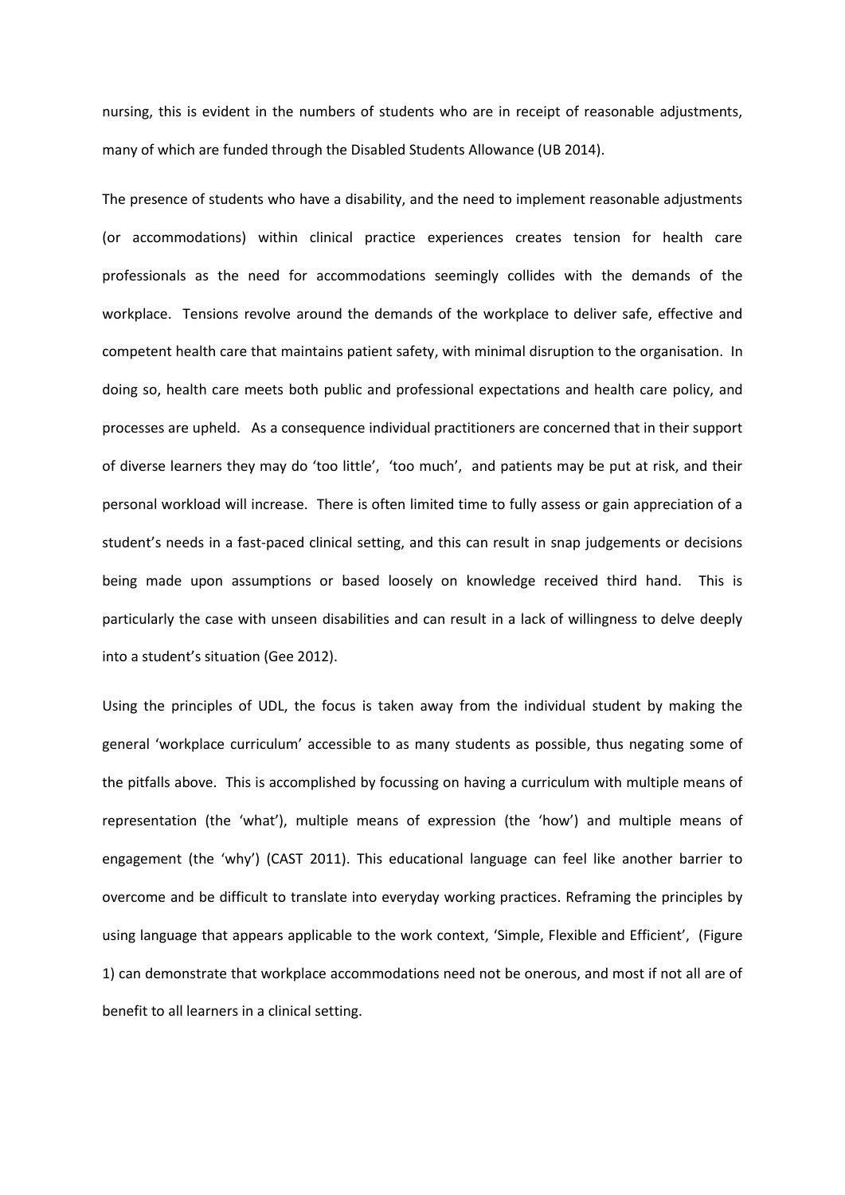nursing, this is evident in the numbers of students who are in receipt of reasonable adjustments, many of which are funded through the Disabled Students Allowance (UB 2014).

The presence of students who have a disability, and the need to implement reasonable adjustments (or accommodations) within clinical practice experiences creates tension for health care professionals as the need for accommodations seemingly collides with the demands of the workplace. Tensions revolve around the demands of the workplace to deliver safe, effective and competent health care that maintains patient safety, with minimal disruption to the organisation. In doing so, health care meets both public and professional expectations and health care policy, and processes are upheld. As a consequence individual practitioners are concerned that in their support of diverse learners they may do 'too little', 'too much', and patients may be put at risk, and their personal workload will increase. There is often limited time to fully assess or gain appreciation of a student's needs in a fast-paced clinical setting, and this can result in snap judgements or decisions being made upon assumptions or based loosely on knowledge received third hand. This is particularly the case with unseen disabilities and can result in a lack of willingness to delve deeply into a student's situation (Gee 2012).

Using the principles of UDL, the focus is taken away from the individual student by making the general 'workplace curriculum' accessible to as many students as possible, thus negating some of the pitfalls above. This is accomplished by focussing on having a curriculum with multiple means of representation (the 'what'), multiple means of expression (the 'how') and multiple means of engagement (the 'why') (CAST 2011). This educational language can feel like another barrier to overcome and be difficult to translate into everyday working practices. Reframing the principles by using language that appears applicable to the work context, 'Simple, Flexible and Efficient', (Figure 1) can demonstrate that workplace accommodations need not be onerous, and most if not all are of benefit to all learners in a clinical setting.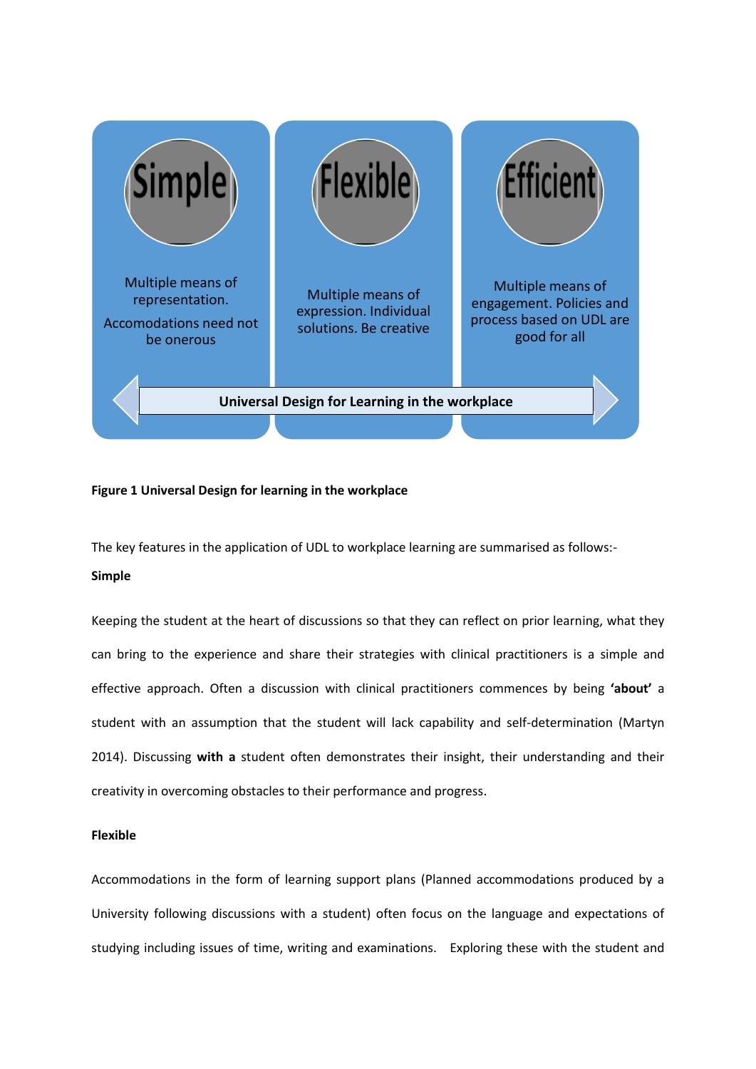Simple

Multiple means of representation.

Accomodations need not be onerous

Flexible

Multiple means of expression. Individual solutions. Be creative

Efficient

Multiple means of engagement. Policies and process based on UDL are good for all

**Universal Design for Learning in the workplace**

**Figure 1 Universal Design for learning in the workplace**

The key features in the application of UDL to workplace learning are summarised as follows:-

**Simple**

Keeping the student at the heart of discussions so that they can reflect on prior learning, what they can bring to the experience and share their strategies with clinical practitioners is a simple and effective approach. Often a discussion with clinical practitioners commences by being **'about'** a student with an assumption that the student will lack capability and self-determination (Martyn 2014). Discussing **with a** student often demonstrates their insight, their understanding and their creativity in overcoming obstacles to their performance and progress.

**Flexible**

Accommodations in the form of learning support plans (Planned accommodations produced by a University following discussions with a student) often focus on the language and expectations of studying including issues of time, writing and examinations. Exploring these with the student and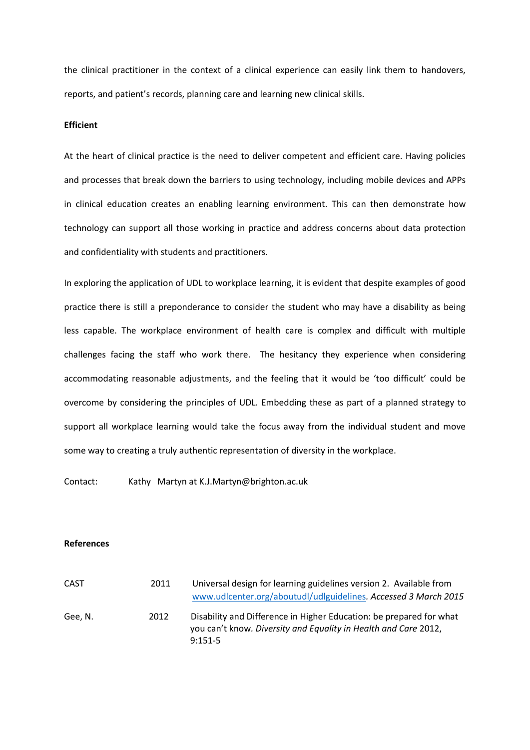the clinical practitioner in the context of a clinical experience can easily link them to handovers, reports, and patient's records, planning care and learning new clinical skills.

**Efficient**

At the heart of clinical practice is the need to deliver competent and efficient care. Having policies and processes that break down the barriers to using technology, including mobile devices and APPs in clinical education creates an enabling learning environment. This can then demonstrate how technology can support all those working in practice and address concerns about data protection and confidentiality with students and practitioners.

In exploring the application of UDL to workplace learning, it is evident that despite examples of good practice there is still a preponderance to consider the student who may have a disability as being less capable. The workplace environment of health care is complex and difficult with multiple challenges facing the staff who work there. The hesitancy they experience when considering accommodating reasonable adjustments, and the feeling that it would be 'too difficult' could be overcome by considering the principles of UDL. Embedding these as part of a planned strategy to support all workplace learning would take the focus away from the individual student and move some way to creating a truly authentic representation of diversity in the workplace.

Contact: Kathy Martyn at K.J.Martyn@brighton.ac.uk

**References**

| | | |
|---|---|---|
| CAST | 2011 | Universal design for learning guidelines version 2. Available from www.udlcenter.org/aboutudl/udlguidelines. *Accessed 3 March 2015* |
| Gee, N. | 2012 | Disability and Difference in Higher Education: be prepared for what you can't know. *Diversity and Equality in Health and Care* 2012, 9:151-5 |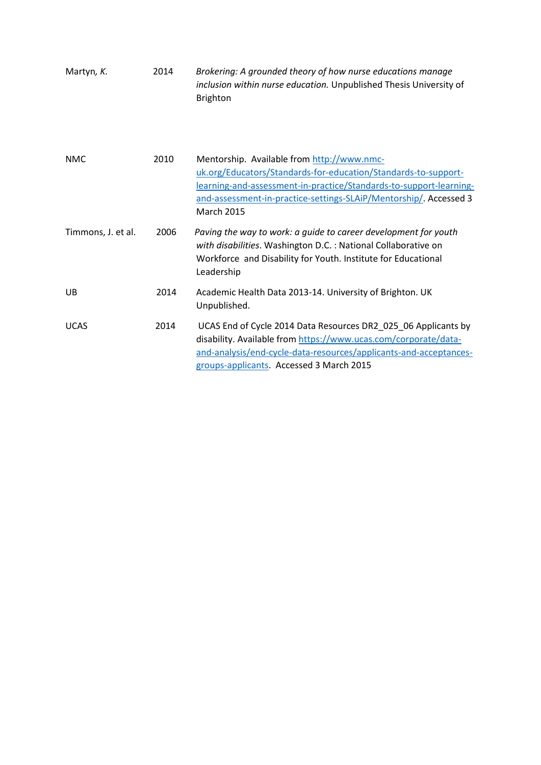| | | |
|---|---|---|
| Martyn*, K.* | 2014 | *Brokering: A grounded theory of how nurse educations manage inclusion within nurse education.* Unpublished Thesis University of Brighton |
| NMC | 2010 | Mentorship. Available from http://www.nmc-uk.org/Educators/Standards-for-education/Standards-to-support-learning-and-assessment-in-practice/Standards-to-support-learning-and-assessment-in-practice-settings-SLAiP/Mentorship/. Accessed 3 March 2015 |
| Timmons, J. et al. | 2006 | *Paving the way to work: a guide to career development for youth with disabilities*. Washington D.C. : National Collaborative on Workforce and Disability for Youth. Institute for Educational Leadership |
| UB | 2014 | Academic Health Data 2013-14. University of Brighton. UK Unpublished. |
| UCAS | 2014 | UCAS End of Cycle 2014 Data Resources DR2_025_06 Applicants by disability. Available from https://www.ucas.com/corporate/data-and-analysis/end-cycle-data-resources/applicants-and-acceptances-groups-applicants. Accessed 3 March 2015 |